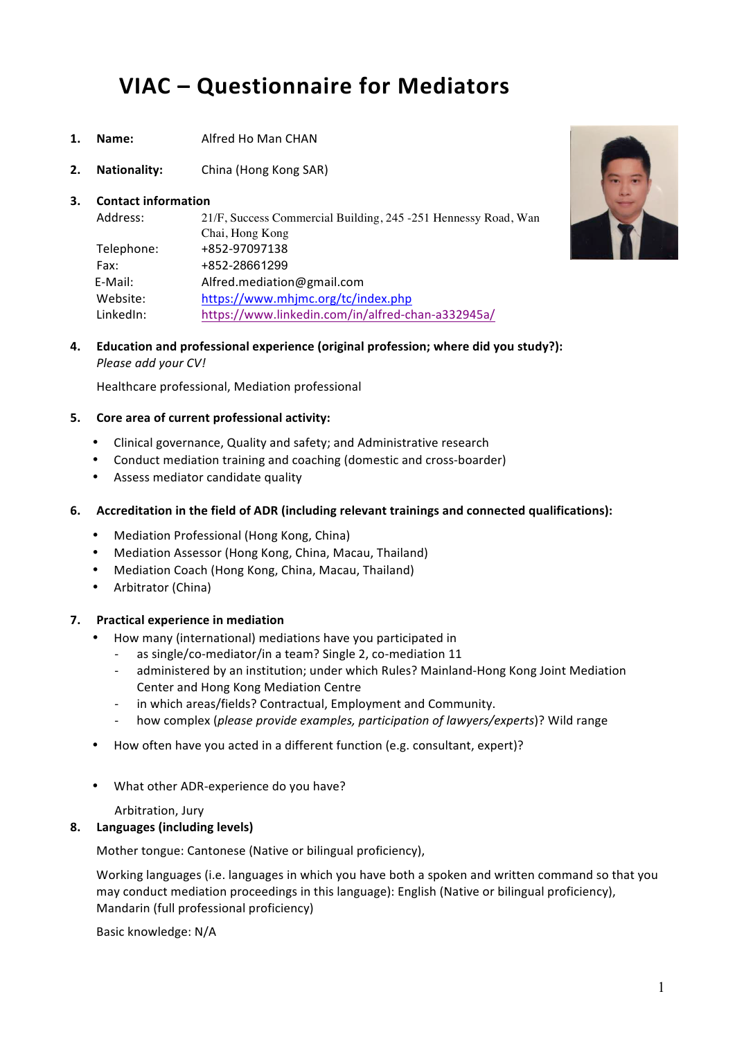# VIAC – Questionnaire for Mediators

1. **Name:** Alfred Ho Man CHAN

2. **Nationality:** China (Hong Kong SAR)

3. **Contact information**

   Address: 21/F, Success Commercial Building, 245 -251 Hennessy Road, Wan Chai, Hong Kong
   
   Telephone: +852-97097138
   
   Fax: +852-28661299
   
   E-Mail: Alfred.mediation@gmail.com
   
   Website: https://www.mhjmc.org/tc/index.php
   
   LinkedIn: https://www.linkedin.com/in/alfred-chan-a332945a/

4. **Education and professional experience (original profession; where did you study?):**
   *Please add your CV!*

   Healthcare professional, Mediation professional

5. **Core area of current professional activity:**

   - Clinical governance, Quality and safety; and Administrative research
   - Conduct mediation training and coaching (domestic and cross-boarder)
   - Assess mediator candidate quality

6. **Accreditation in the field of ADR (including relevant trainings and connected qualifications):**

   - Mediation Professional (Hong Kong, China)
   - Mediation Assessor (Hong Kong, China, Macau, Thailand)
   - Mediation Coach (Hong Kong, China, Macau, Thailand)
   - Arbitrator (China)

7. **Practical experience in mediation**

   - How many (international) mediations have you participated in
     - as single/co-mediator/in a team? Single 2, co-mediation 11
     - administered by an institution; under which Rules? Mainland-Hong Kong Joint Mediation Center and Hong Kong Mediation Centre
     - in which areas/fields? Contractual, Employment and Community.
     - how complex (*please provide examples, participation of lawyers/experts*)? Wild range
   - How often have you acted in a different function (e.g. consultant, expert)?
   - What other ADR-experience do you have?

     Arbitration, Jury

8. **Languages (including levels)**

   Mother tongue: Cantonese (Native or bilingual proficiency),

   Working languages (i.e. languages in which you have both a spoken and written command so that you may conduct mediation proceedings in this language): English (Native or bilingual proficiency), Mandarin (full professional proficiency)

   Basic knowledge: N/A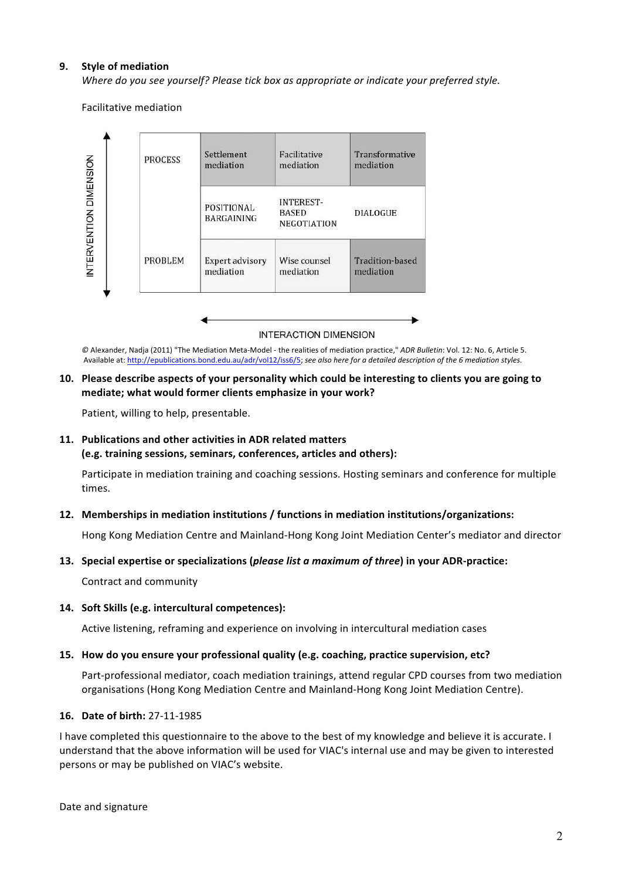**9. Style of mediation**

*Where do you see yourself? Please tick box as appropriate or indicate your preferred style.*

Facilitative mediation

| INTERVENTION DIMENSION | | | |
|---|---|---|---|
| PROCESS | Settlement mediation | Facilitative mediation | Transformative mediation |
| | POSITIONAL BARGAINING | INTEREST-BASED NEGOTIATION | DIALOGUE |
| PROBLEM | Expert advisory mediation | Wise counsel mediation | Tradition-based mediation |

INTERACTION DIMENSION

© Alexander, Nadja (2011) "The Mediation Meta-Model - the realities of mediation practice," *ADR Bulletin*: Vol. 12: No. 6, Article 5. Available at: http://epublications.bond.edu.au/adr/vol12/iss6/5; *see also here for a detailed description of the 6 mediation styles.*

**10. Please describe aspects of your personality which could be interesting to clients you are going to mediate; what would former clients emphasize in your work?**

Patient, willing to help, presentable.

**11. Publications and other activities in ADR related matters (e.g. training sessions, seminars, conferences, articles and others):**

Participate in mediation training and coaching sessions. Hosting seminars and conference for multiple times.

**12. Memberships in mediation institutions / functions in mediation institutions/organizations:**

Hong Kong Mediation Centre and Mainland-Hong Kong Joint Mediation Center's mediator and director

**13. Special expertise or specializations (*please list a maximum of three*) in your ADR-practice:**

Contract and community

**14. Soft Skills (e.g. intercultural competences):**

Active listening, reframing and experience on involving in intercultural mediation cases

**15. How do you ensure your professional quality (e.g. coaching, practice supervision, etc?**

Part-professional mediator, coach mediation trainings, attend regular CPD courses from two mediation organisations (Hong Kong Mediation Centre and Mainland-Hong Kong Joint Mediation Centre).

**16. Date of birth:** 27-11-1985

I have completed this questionnaire to the above to the best of my knowledge and believe it is accurate. I understand that the above information will be used for VIAC's internal use and may be given to interested persons or may be published on VIAC's website.

Date and signature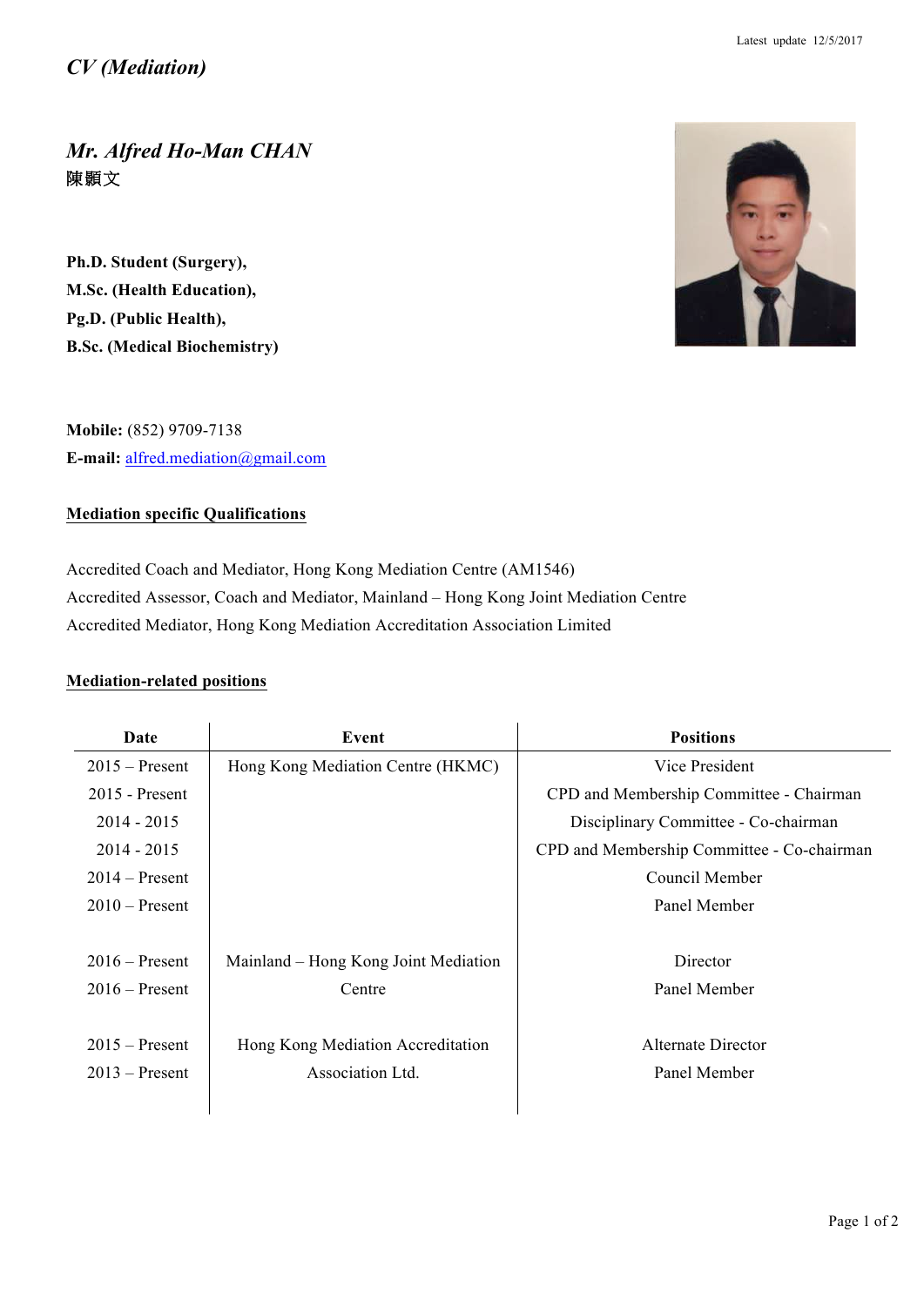Latest update 12/5/2017

*CV (Mediation)*

# *Mr. Alfred Ho-Man CHAN*

陳顥文

**Ph.D. Student (Surgery),**
**M.Sc. (Health Education),**
**Pg.D. (Public Health),**
**B.Sc. (Medical Biochemistry)**

**Mobile:** (852) 9709-7138
**E-mail:** alfred.mediation@gmail.com

## Mediation specific Qualifications

Accredited Coach and Mediator, Hong Kong Mediation Centre (AM1546)
Accredited Assessor, Coach and Mediator, Mainland – Hong Kong Joint Mediation Centre
Accredited Mediator, Hong Kong Mediation Accreditation Association Limited

## Mediation-related positions

| Date | Event | Positions |
|---|---|---|
| 2015 – Present | Hong Kong Mediation Centre (HKMC) | Vice President |
| 2015 - Present | | CPD and Membership Committee - Chairman |
| 2014 - 2015 | | Disciplinary Committee - Co-chairman |
| 2014 - 2015 | | CPD and Membership Committee - Co-chairman |
| 2014 – Present | | Council Member |
| 2010 – Present | | Panel Member |
| 2016 – Present | Mainland – Hong Kong Joint Mediation Centre | Director |
| 2016 – Present | | Panel Member |
| 2015 – Present | Hong Kong Mediation Accreditation Association Ltd. | Alternate Director |
| 2013 – Present | | Panel Member |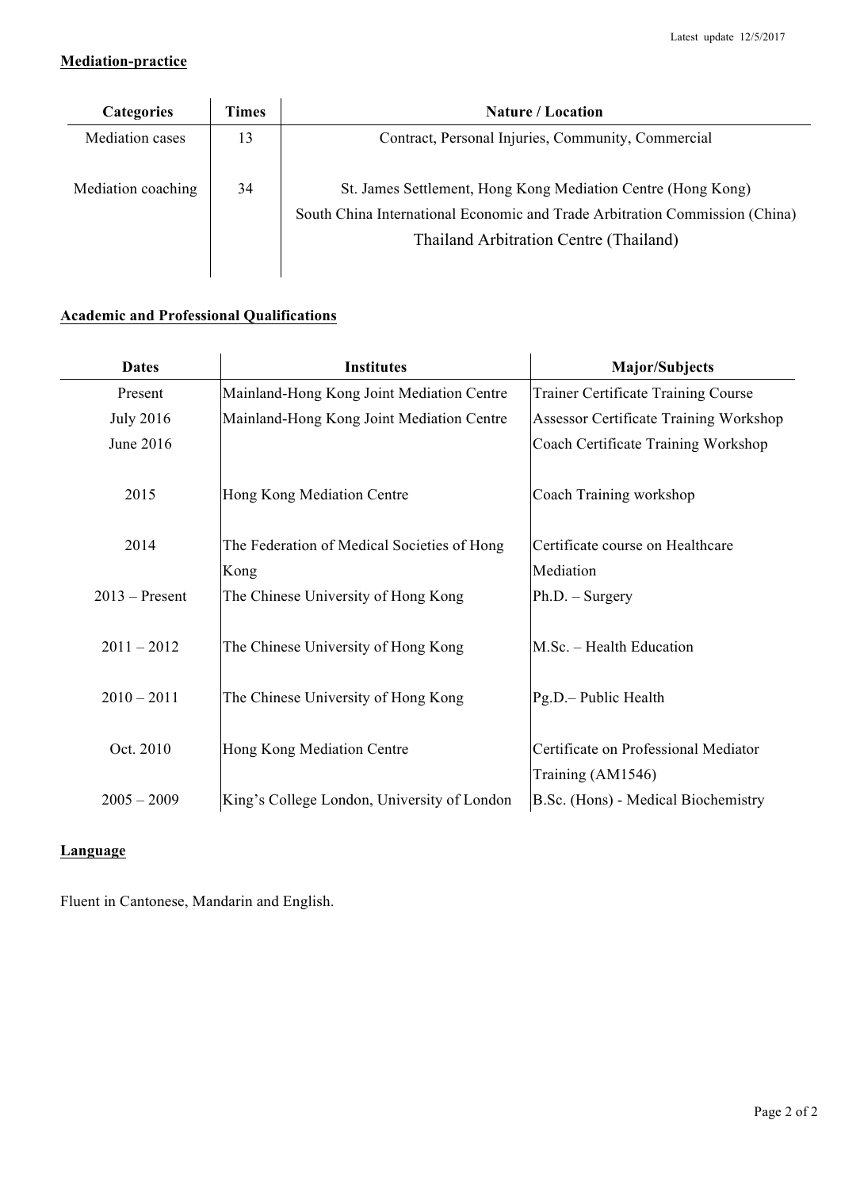Latest update 12/5/2017

**Mediation-practice**

| Categories | Times | Nature / Location |
|---|---|---|
| Mediation cases | 13 | Contract, Personal Injuries, Community, Commercial |
| Mediation coaching | 34 | St. James Settlement, Hong Kong Mediation Centre (Hong Kong)<br>South China International Economic and Trade Arbitration Commission (China)<br>Thailand Arbitration Centre (Thailand) |

**Academic and Professional Qualifications**

| Dates | Institutes | Major/Subjects |
|---|---|---|
| Present | Mainland-Hong Kong Joint Mediation Centre | Trainer Certificate Training Course |
| July 2016 | Mainland-Hong Kong Joint Mediation Centre | Assessor Certificate Training Workshop |
| June 2016 | | Coach Certificate Training Workshop |
| 2015 | Hong Kong Mediation Centre | Coach Training workshop |
| 2014 | The Federation of Medical Societies of Hong Kong | Certificate course on Healthcare Mediation |
| 2013 – Present | The Chinese University of Hong Kong | Ph.D. – Surgery |
| 2011 – 2012 | The Chinese University of Hong Kong | M.Sc. – Health Education |
| 2010 – 2011 | The Chinese University of Hong Kong | Pg.D.– Public Health |
| Oct. 2010 | Hong Kong Mediation Centre | Certificate on Professional Mediator Training (AM1546) |
| 2005 – 2009 | King's College London, University of London | B.Sc. (Hons) - Medical Biochemistry |

**Language**

Fluent in Cantonese, Mandarin and English.